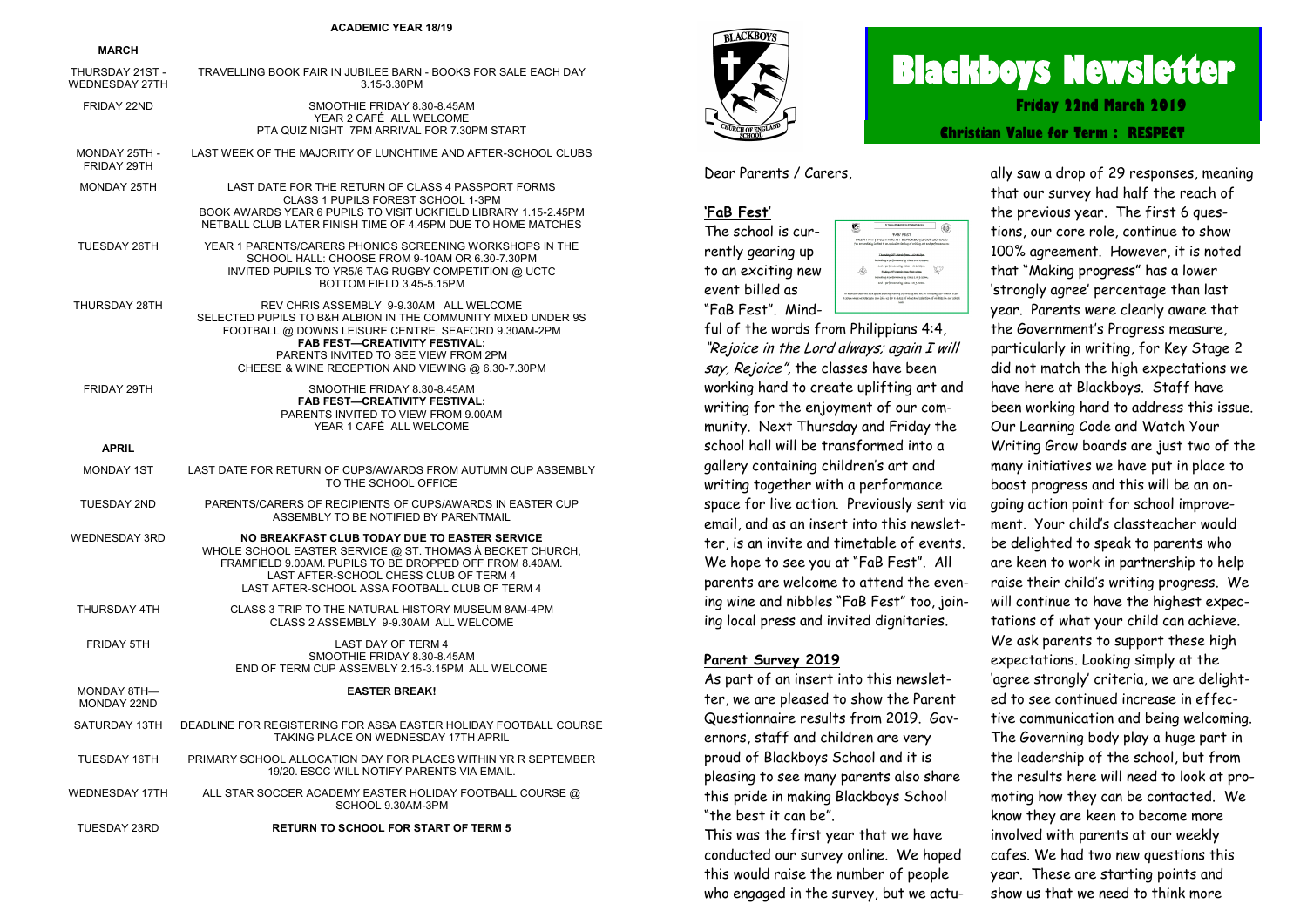# Blackboys Newsletter

**Friday 22nd March 2019**

**Christian Value for Term : RESPECT**

**ACADEMIC YEAR 18/19**

**MARCH**

| Date | Event |
|---|---|
| THURSDAY 21ST - WEDNESDAY 27TH | TRAVELLING BOOK FAIR IN JUBILEE BARN - BOOKS FOR SALE EACH DAY 3.15-3.30PM |
| FRIDAY 22ND | SMOOTHIE FRIDAY 8.30-8.45AM<br>YEAR 2 CAFÉ ALL WELCOME<br>PTA QUIZ NIGHT 7PM ARRIVAL FOR 7.30PM START |
| MONDAY 25TH - FRIDAY 29TH | LAST WEEK OF THE MAJORITY OF LUNCHTIME AND AFTER-SCHOOL CLUBS |
| MONDAY 25TH | LAST DATE FOR THE RETURN OF CLASS 4 PASSPORT FORMS<br>CLASS 1 PUPILS FOREST SCHOOL 1-3PM<br>BOOK AWARDS YEAR 6 PUPILS TO VISIT UCKFIELD LIBRARY 1.15-2.45PM<br>NETBALL CLUB LATER FINISH TIME OF 4.45PM DUE TO HOME MATCHES |
| TUESDAY 26TH | YEAR 1 PARENTS/CARERS PHONICS SCREENING WORKSHOPS IN THE SCHOOL HALL: CHOOSE FROM 9-10AM OR 6.30-7.30PM<br>INVITED PUPILS TO YR5/6 TAG RUGBY COMPETITION @ UCTC BOTTOM FIELD 3.45-5.15PM |
| THURSDAY 28TH | REV CHRIS ASSEMBLY 9-9.30AM ALL WELCOME<br>SELECTED PUPILS TO B&H ALBION IN THE COMMUNITY MIXED UNDER 9S FOOTBALL @ DOWNS LEISURE CENTRE, SEAFORD 9.30AM-2PM<br>**FAB FEST—CREATIVITY FESTIVAL:**<br>PARENTS INVITED TO SEE VIEW FROM 2PM<br>CHEESE & WINE RECEPTION AND VIEWING @ 6.30-7.30PM |
| FRIDAY 29TH | SMOOTHIE FRIDAY 8.30-8.45AM<br>**FAB FEST—CREATIVITY FESTIVAL:**<br>PARENTS INVITED TO VIEW FROM 9.00AM<br>YEAR 1 CAFÉ ALL WELCOME |

**APRIL**

| Date | Event |
|---|---|
| MONDAY 1ST | LAST DATE FOR RETURN OF CUPS/AWARDS FROM AUTUMN CUP ASSEMBLY TO THE SCHOOL OFFICE |
| TUESDAY 2ND | PARENTS/CARERS OF RECIPIENTS OF CUPS/AWARDS IN EASTER CUP ASSEMBLY TO BE NOTIFIED BY PARENTMAIL |
| WEDNESDAY 3RD | **NO BREAKFAST CLUB TODAY DUE TO EASTER SERVICE**<br>WHOLE SCHOOL EASTER SERVICE @ ST. THOMAS À BECKET CHURCH, FRAMFIELD 9.00AM. PUPILS TO BE DROPPED OFF FROM 8.40AM.<br>LAST AFTER-SCHOOL CHESS CLUB OF TERM 4<br>LAST AFTER-SCHOOL ASSA FOOTBALL CLUB OF TERM 4 |
| THURSDAY 4TH | CLASS 3 TRIP TO THE NATURAL HISTORY MUSEUM 8AM-4PM<br>CLASS 2 ASSEMBLY 9-9.30AM ALL WELCOME |
| FRIDAY 5TH | LAST DAY OF TERM 4<br>SMOOTHIE FRIDAY 8.30-8.45AM<br>END OF TERM CUP ASSEMBLY 2.15-3.15PM ALL WELCOME |
| MONDAY 8TH— MONDAY 22ND | **EASTER BREAK!** |
| SATURDAY 13TH | DEADLINE FOR REGISTERING FOR ASSA EASTER HOLIDAY FOOTBALL COURSE TAKING PLACE ON WEDNESDAY 17TH APRIL |
| TUESDAY 16TH | PRIMARY SCHOOL ALLOCATION DAY FOR PLACES WITHIN YR R SEPTEMBER 19/20. ESCC WILL NOTIFY PARENTS VIA EMAIL. |
| WEDNESDAY 17TH | ALL STAR SOCCER ACADEMY EASTER HOLIDAY FOOTBALL COURSE @ SCHOOL 9.30AM-3PM |
| TUESDAY 23RD | **RETURN TO SCHOOL FOR START OF TERM 5** |

Dear Parents / Carers,

## 'FaB Fest'

The school is currently gearing up to an exciting new event billed as "FaB Fest". Mindful of the words from Philippians 4:4, *"Rejoice in the Lord always; again I will say, Rejoice"*, the classes have been working hard to create uplifting art and writing for the enjoyment of our community. Next Thursday and Friday the school hall will be transformed into a gallery containing children's art and writing together with a performance space for live action. Previously sent via email, and as an insert into this newsletter, is an invite and timetable of events. We hope to see you at "FaB Fest". All parents are welcome to attend the evening wine and nibbles "FaB Fest" too, joining local press and invited dignitaries.

## Parent Survey 2019

As part of an insert into this newsletter, we are pleased to show the Parent Questionnaire results from 2019. Governors, staff and children are very proud of Blackboys School and it is pleasing to see many parents also share this pride in making Blackboys School "the best it can be".

This was the first year that we have conducted our survey online. We hoped this would raise the number of people who engaged in the survey, but we actually saw a drop of 29 responses, meaning that our survey had half the reach of the previous year. The first 6 questions, our core role, continue to show 100% agreement. However, it is noted that "Making progress" has a lower 'strongly agree' percentage than last year. Parents were clearly aware that the Government's Progress measure, particularly in writing, for Key Stage 2 did not match the high expectations we have here at Blackboys. Staff have been working hard to address this issue. Our Learning Code and Watch Your Writing Grow boards are just two of the many initiatives we have put in place to boost progress and this will be an ongoing action point for school improvement. Your child's classteacher would be delighted to speak to parents who are keen to work in partnership to help raise their child's writing progress. We will continue to have the highest expectations of what your child can achieve. We ask parents to support these high expectations. Looking simply at the 'agree strongly' criteria, we are delighted to see continued increase in effective communication and being welcoming. The Governing body play a huge part in the leadership of the school, but from the results here will need to look at promoting how they can be contacted. We know they are keen to become more involved with parents at our weekly cafes. We had two new questions this year. These are starting points and show us that we need to think more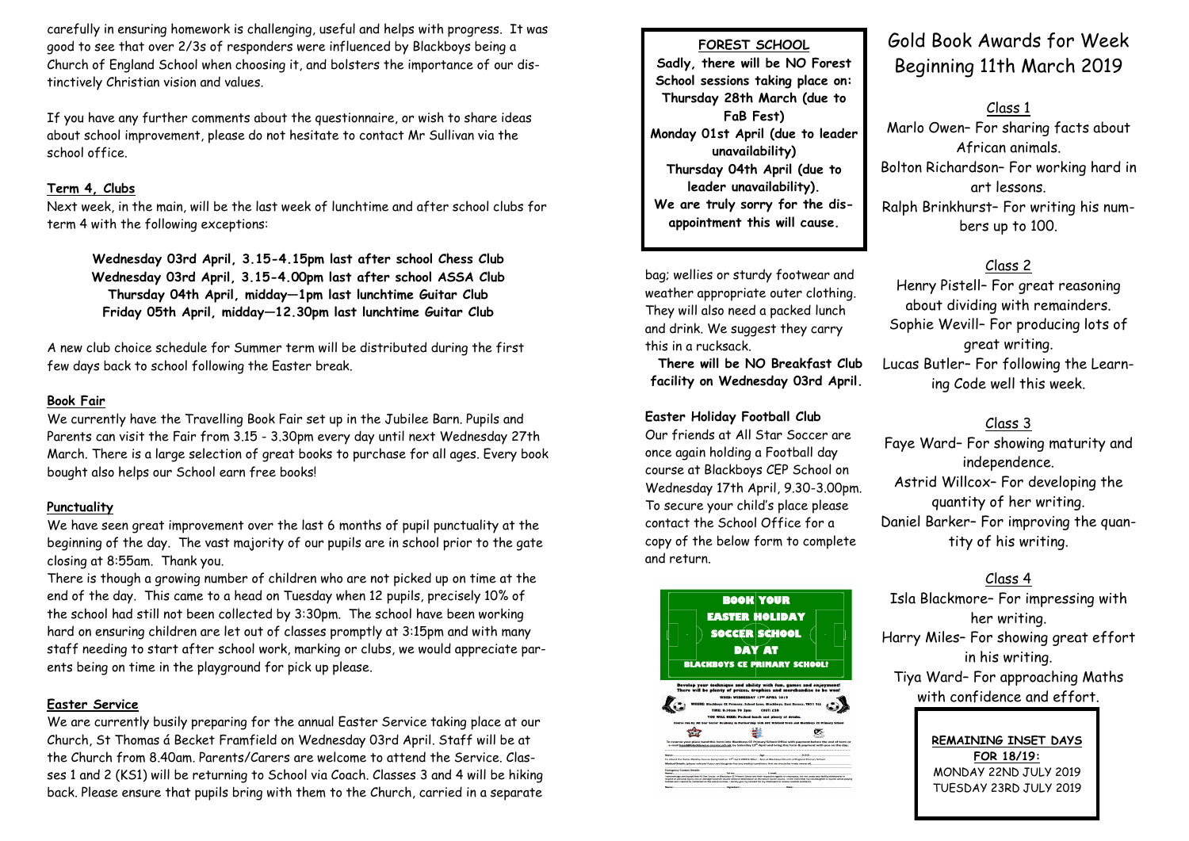carefully in ensuring homework is challenging, useful and helps with progress. It was good to see that over 2/3s of responders were influenced by Blackboys being a Church of England School when choosing it, and bolsters the importance of our distinctively Christian vision and values.

If you have any further comments about the questionnaire, or wish to share ideas about school improvement, please do not hesitate to contact Mr Sullivan via the school office.

## Term 4, Clubs

Next week, in the main, will be the last week of lunchtime and after school clubs for term 4 with the following exceptions:

**Wednesday 03rd April, 3.15-4.15pm last after school Chess Club**
**Wednesday 03rd April, 3.15-4.00pm last after school ASSA Club**
**Thursday 04th April, midday—1pm last lunchtime Guitar Club**
**Friday 05th April, midday—12.30pm last lunchtime Guitar Club**

A new club choice schedule for Summer term will be distributed during the first few days back to school following the Easter break.

## Book Fair

We currently have the Travelling Book Fair set up in the Jubilee Barn. Pupils and Parents can visit the Fair from 3.15 - 3.30pm every day until next Wednesday 27th March. There is a large selection of great books to purchase for all ages. Every book bought also helps our School earn free books!

## Punctuality

We have seen great improvement over the last 6 months of pupil punctuality at the beginning of the day. The vast majority of our pupils are in school prior to the gate closing at 8:55am. Thank you.

There is though a growing number of children who are not picked up on time at the end of the day. This came to a head on Tuesday when 12 pupils, precisely 10% of the school had still not been collected by 3:30pm. The school have been working hard on ensuring children are let out of classes promptly at 3:15pm and with many staff needing to start after school work, marking or clubs, we would appreciate parents being on time in the playground for pick up please.

## Easter Service

We are currently busily preparing for the annual Easter Service taking place at our Church, St Thomas á Becket Framfield on Wednesday 03rd April. Staff will be at the Church from 8.40am. Parents/Carers are welcome to attend the Service. Classes 1 and 2 (KS1) will be returning to School via Coach. Classes 3 and 4 will be hiking back. Please ensure that pupils bring with them to the Church, carried in a separate bag; wellies or sturdy footwear and weather appropriate outer clothing. They will also need a packed lunch and drink. We suggest they carry this in a rucksack.

**There will be NO Breakfast Club facility on Wednesday 03rd April.**

## FOREST SCHOOL

**Sadly, there will be NO Forest School sessions taking place on:**
**Thursday 28th March (due to FaB Fest)**
**Monday 01st April (due to leader unavailability)**
**Thursday 04th April (due to leader unavailability).**
**We are truly sorry for the disappointment this will cause.**

## Easter Holiday Football Club

Our friends at All Star Soccer are once again holding a Football day course at Blackboys CEP School on Wednesday 17th April, 9.30-3.00pm. To secure your child's place please contact the School Office for a copy of the below form to complete and return.

BOOK YOUR EASTER HOLIDAY SOCCER SCHOOL DAY AT BLACKBOYS CE PRIMARY SCHOOL!

Develop your technique and ability with fun, games and enjoyment! There will be plenty of prizes, trophies and merchandise to be won!

WHEN: WEDNESDAY 17TH APRIL 2019
WHERE: Blackboys CE Primary School
TIME: 9.30am TO 3pm COST: £20
YOU WILL NEED: Packed lunch and plenty of drinks.

# Gold Book Awards for Week Beginning 11th March 2019

### Class 1

Marlo Owen– For sharing facts about African animals.
Bolton Richardson– For working hard in art lessons.
Ralph Brinkhurst– For writing his numbers up to 100.

### Class 2

Henry Pistell– For great reasoning about dividing with remainders.
Sophie Wevill– For producing lots of great writing.
Lucas Butler– For following the Learning Code well this week.

### Class 3

Faye Ward– For showing maturity and independence.
Astrid Willcox– For developing the quantity of her writing.
Daniel Barker– For improving the quantity of his writing.

### Class 4

Isla Blackmore– For impressing with her writing.
Harry Miles– For showing great effort in his writing.
Tiya Ward– For approaching Maths with confidence and effort.

**REMAINING INSET DAYS FOR 18/19:**
MONDAY 22ND JULY 2019
TUESDAY 23RD JULY 2019